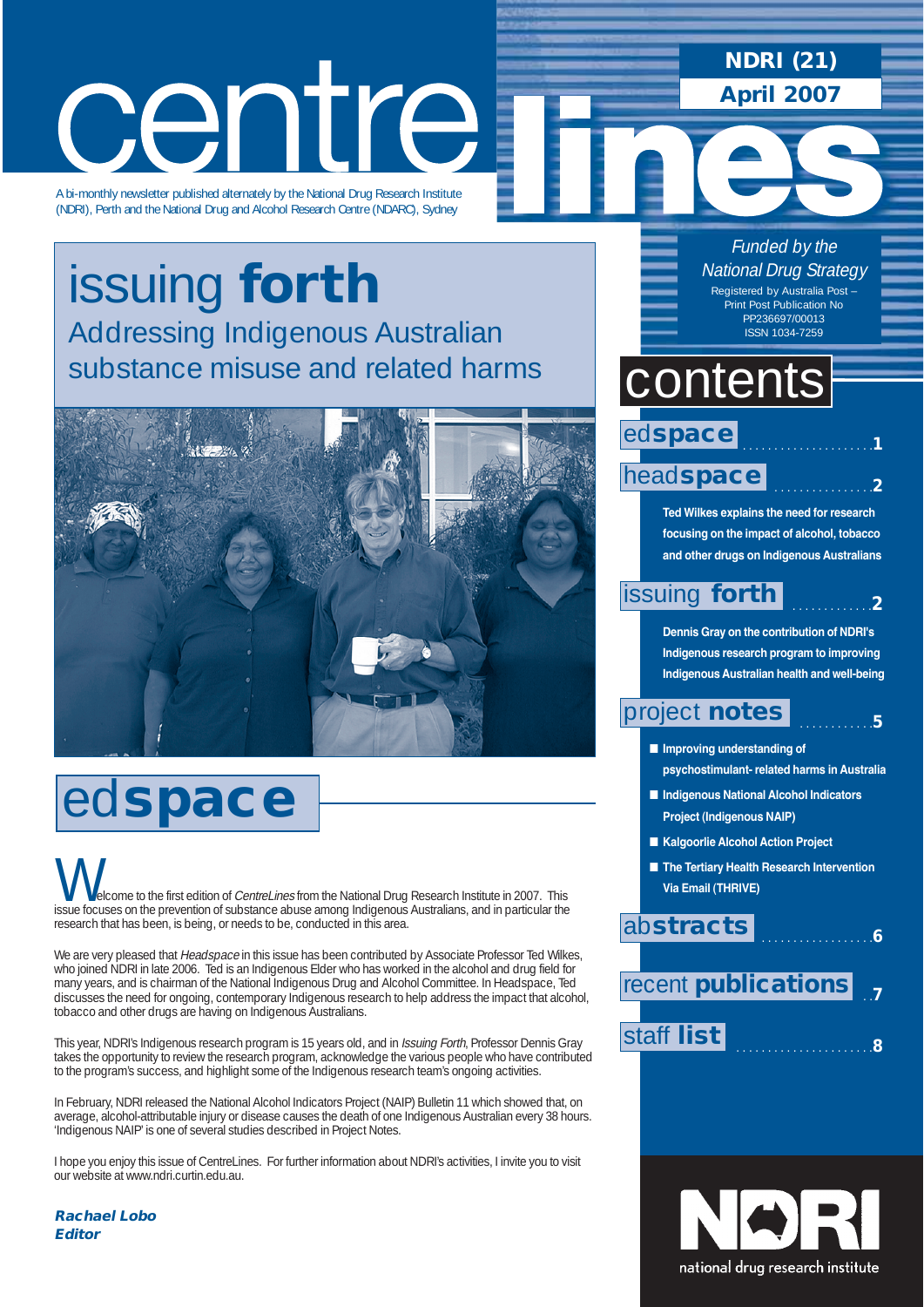# centre lines

**NDRI (21)**
**April 2007**

A bi-monthly newsletter published alternately by the National Drug Research Institute (NDRI), Perth and the National Drug and Alcohol Research Centre (NDARC), Sydney

*Funded by the National Drug Strategy*

Registered by Australia Post – Print Post Publication No PP236697/00013
ISSN 1034-7259

## issuing **forth**

### Addressing Indigenous Australian substance misuse and related harms

## contents

- ed**space** ..... 1
- head**space** ..... 2
  - Ted Wilkes explains the need for research focusing on the impact of alcohol, tobacco and other drugs on Indigenous Australians
- issuing **forth** ..... 2
  - Dennis Gray on the contribution of NDRI's Indigenous research program to improving Indigenous Australian health and well-being
- project **notes** ..... 5
  - Improving understanding of psychostimulant- related harms in Australia
  - Indigenous National Alcohol Indicators Project (Indigenous NAIP)
  - Kalgoorlie Alcohol Action Project
  - The Tertiary Health Research Intervention Via Email (THRIVE)
- ab**stracts** ..... 6
- recent **publications** ..... 7
- staff **list** ..... 8

## ed**space**

Welcome to the first edition of *CentreLines* from the National Drug Research Institute in 2007. This issue focuses on the prevention of substance abuse among Indigenous Australians, and in particular the research that has been, is being, or needs to be, conducted in this area.

We are very pleased that *Headspace* in this issue has been contributed by Associate Professor Ted Wilkes, who joined NDRI in late 2006. Ted is an Indigenous Elder who has worked in the alcohol and drug field for many years, and is chairman of the National Indigenous Drug and Alcohol Committee. In Headspace, Ted discusses the need for ongoing, contemporary Indigenous research to help address the impact that alcohol, tobacco and other drugs are having on Indigenous Australians.

This year, NDRI's Indigenous research program is 15 years old, and in *Issuing Forth*, Professor Dennis Gray takes the opportunity to review the research program, acknowledge the various people who have contributed to the program's success, and highlight some of the Indigenous research team's ongoing activities.

In February, NDRI released the National Alcohol Indicators Project (NAIP) Bulletin 11 which showed that, on average, alcohol-attributable injury or disease causes the death of one Indigenous Australian every 38 hours. 'Indigenous NAIP' is one of several studies described in Project Notes.

I hope you enjoy this issue of CentreLines. For further information about NDRI's activities, I invite you to visit our website at www.ndri.curtin.edu.au.

***Rachael Lobo***
***Editor***

NDRI national drug research institute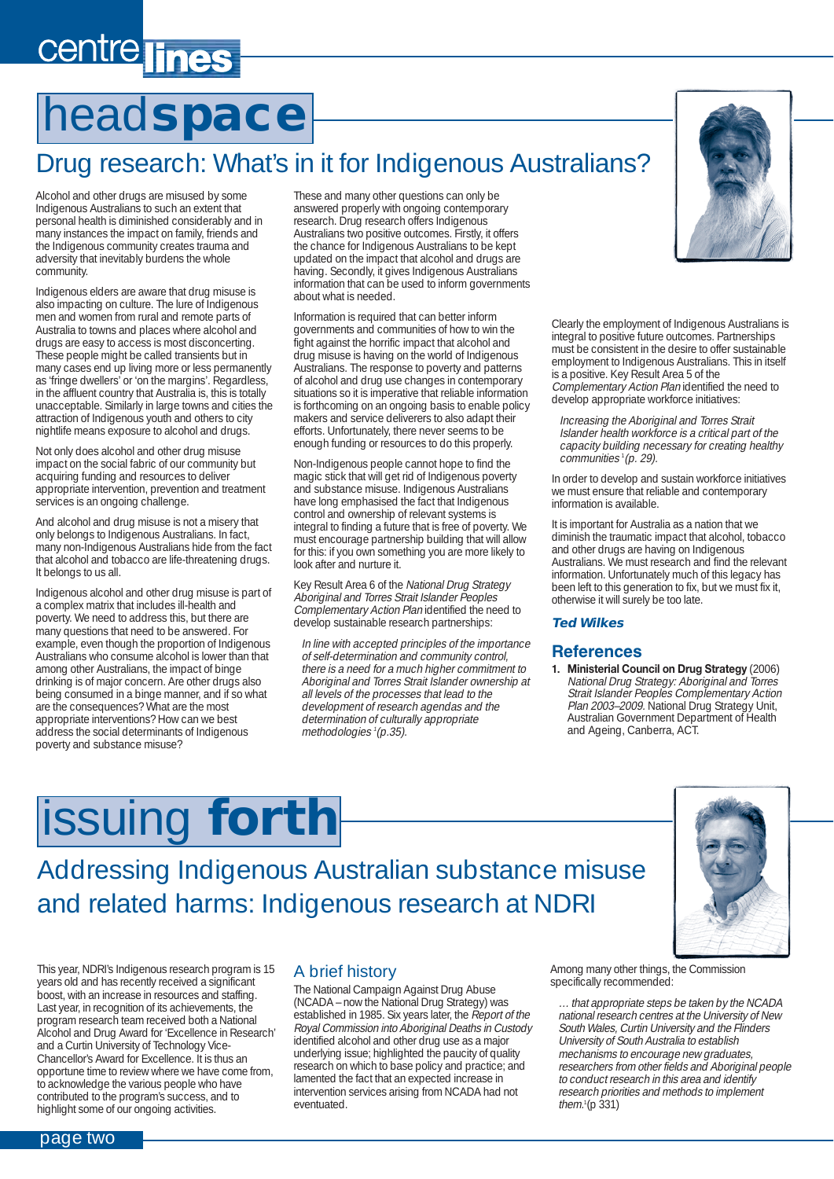# headspace

## Drug research: What's in it for Indigenous Australians?

Alcohol and other drugs are misused by some Indigenous Australians to such an extent that personal health is diminished considerably and in many instances the impact on family, friends and the Indigenous community creates trauma and adversity that inevitably burdens the whole community.

Indigenous elders are aware that drug misuse is also impacting on culture. The lure of Indigenous men and women from rural and remote parts of Australia to towns and places where alcohol and drugs are easy to access is most disconcerting. These people might be called transients but in many cases end up living more or less permanently as 'fringe dwellers' or 'on the margins'. Regardless, in the affluent country that Australia is, this is totally unacceptable. Similarly in large towns and cities the attraction of Indigenous youth and others to city nightlife means exposure to alcohol and drugs.

Not only does alcohol and other drug misuse impact on the social fabric of our community but acquiring funding and resources to deliver appropriate intervention, prevention and treatment services is an ongoing challenge.

And alcohol and drug misuse is not a misery that only belongs to Indigenous Australians. In fact, many non-Indigenous Australians hide from the fact that alcohol and tobacco are life-threatening drugs. It belongs to us all.

Indigenous alcohol and other drug misuse is part of a complex matrix that includes ill-health and poverty. We need to address this, but there are many questions that need to be answered. For example, even though the proportion of Indigenous Australians who consume alcohol is lower than that among other Australians, the impact of binge drinking is of major concern. Are other drugs also being consumed in a binge manner, and if so what are the consequences? What are the most appropriate interventions? How can we best address the social determinants of Indigenous poverty and substance misuse?

These and many other questions can only be answered properly with ongoing contemporary research. Drug research offers Indigenous Australians two positive outcomes. Firstly, it offers the chance for Indigenous Australians to be kept updated on the impact that alcohol and drugs are having. Secondly, it gives Indigenous Australians information that can be used to inform governments about what is needed.

Information is required that can better inform governments and communities of how to win the fight against the horrific impact that alcohol and drug misuse is having on the world of Indigenous Australians. The response to poverty and patterns of alcohol and drug use changes in contemporary situations so it is imperative that reliable information is forthcoming on an ongoing basis to enable policy makers and service deliverers to also adapt their efforts. Unfortunately, there never seems to be enough funding or resources to do this properly.

Non-Indigenous people cannot hope to find the magic stick that will get rid of Indigenous poverty and substance misuse. Indigenous Australians have long emphasised the fact that Indigenous control and ownership of relevant systems is integral to finding a future that is free of poverty. We must encourage partnership building that will allow for this: if you own something you are more likely to look after and nurture it.

Key Result Area 6 of the *National Drug Strategy Aboriginal and Torres Strait Islander Peoples Complementary Action Plan* identified the need to develop sustainable research partnerships:

> *In line with accepted principles of the importance of self-determination and community control, there is a need for a much higher commitment to Aboriginal and Torres Strait Islander ownership at all levels of the processes that lead to the development of research agendas and the determination of culturally appropriate methodologies*[1] *(p.35).*

Clearly the employment of Indigenous Australians is integral to positive future outcomes. Partnerships must be consistent in the desire to offer sustainable employment to Indigenous Australians. This in itself is a positive. Key Result Area 5 of the *Complementary Action Plan* identified the need to develop appropriate workforce initiatives:

> *Increasing the Aboriginal and Torres Strait Islander health workforce is a critical part of the capacity building necessary for creating healthy communities*[1] *(p. 29).*

In order to develop and sustain workforce initiatives we must ensure that reliable and contemporary information is available.

It is important for Australia as a nation that we diminish the traumatic impact that alcohol, tobacco and other drugs are having on Indigenous Australians. We must research and find the relevant information. Unfortunately much of this legacy has been left to this generation to fix, but we must fix it, otherwise it will surely be too late.

***Ted Wilkes***

### References

1. **Ministerial Council on Drug Strategy** (2006) *National Drug Strategy: Aboriginal and Torres Strait Islander Peoples Complementary Action Plan 2003–2009.* National Drug Strategy Unit, Australian Government Department of Health and Ageing, Canberra, ACT.

# issuing forth

## Addressing Indigenous Australian substance misuse and related harms: Indigenous research at NDRI

This year, NDRI's Indigenous research program is 15 years old and has recently received a significant boost, with an increase in resources and staffing. Last year, in recognition of its achievements, the program research team received both a National Alcohol and Drug Award for 'Excellence in Research' and a Curtin University of Technology Vice-Chancellor's Award for Excellence. It is thus an opportune time to review where we have come from, to acknowledge the various people who have contributed to the program's success, and to highlight some of our ongoing activities.

### A brief history

The National Campaign Against Drug Abuse (NCADA – now the National Drug Strategy) was established in 1985. Six years later, the *Report of the Royal Commission into Aboriginal Deaths in Custody* identified alcohol and other drug use as a major underlying issue; highlighted the paucity of quality research on which to base policy and practice; and lamented the fact that an expected increase in intervention services arising from NCADA had not eventuated.

Among many other things, the Commission specifically recommended:

> *… that appropriate steps be taken by the NCADA national research centres at the University of New South Wales, Curtin University and the Flinders University of South Australia to establish mechanisms to encourage new graduates, researchers from other fields and Aboriginal people to conduct research in this area and identify research priorities and methods to implement them.*[1] (p 331)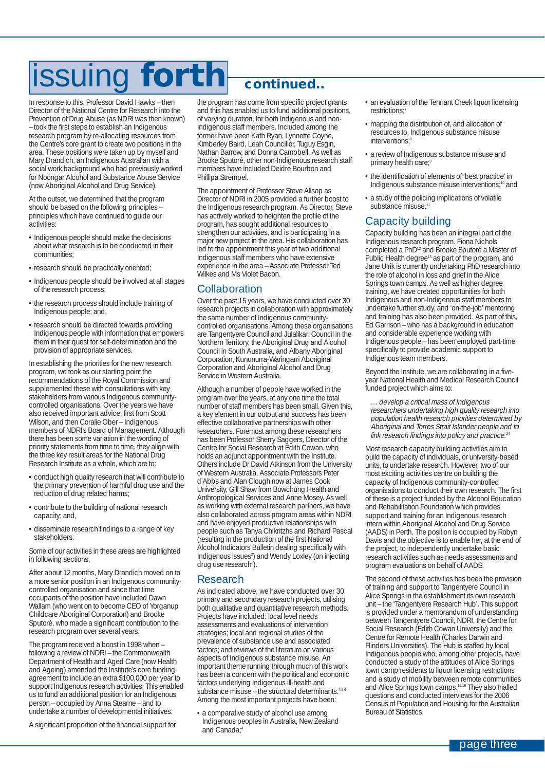# issuing forth continued..

In response to this, Professor David Hawks – then Director of the National Centre for Research into the Prevention of Drug Abuse (as NDRI was then known) – took the first steps to establish an Indigenous research program by re-allocating resources from the Centre's core grant to create two positions in the area. These positions were taken up by myself and Mary Drandich, an Indigenous Australian with a social work background who had previously worked for Noongar Alcohol and Substance Abuse Service (now Aboriginal Alcohol and Drug Service).

At the outset, we determined that the program should be based on the following principles – principles which have continued to guide our activities:

- Indigenous people should make the decisions about what research is to be conducted in their communities;
- research should be practically oriented;
- Indigenous people should be involved at all stages of the research process;
- the research process should include training of Indigenous people; and,
- research should be directed towards providing Indigenous people with information that empowers them in their quest for self-determination and the provision of appropriate services.

In establishing the priorities for the new research program, we took as our starting point the recommendations of the Royal Commission and supplemented these with consultations with key stakeholders from various Indigenous community-controlled organisations. Over the years we have also received important advice, first from Scott Wilson, and then Coralie Ober – Indigenous members of NDRI's Board of Management. Although there has been some variation in the wording of priority statements from time to time, they align with the three key result areas for the National Drug Research Institute as a whole, which are to:

- conduct high quality research that will contribute to the primary prevention of harmful drug use and the reduction of drug related harms;
- contribute to the building of national research capacity; and,
- disseminate research findings to a range of key stakeholders.

Some of our activities in these areas are highlighted in following sections.

After about 12 months, Mary Drandich moved on to a more senior position in an Indigenous community-controlled organisation and since that time occupants of the position have included Dawn Wallam (who went on to become CEO of Yorganup Childcare Aboriginal Corporation) and Brooke Sputoré, who made a significant contribution to the research program over several years.

The program received a boost in 1998 when – following a review of NDRI – the Commonwealth Department of Health and Aged Care (now Health and Ageing) amended the Institute's core funding agreement to include an extra $100,000 per year to support Indigenous research activities. This enabled us to fund an additional position for an Indigenous person – occupied by Anna Stearne – and to undertake a number of developmental initiatives.

A significant proportion of the financial support for the program has come from specific project grants and this has enabled us to fund additional positions, of varying duration, for both Indigenous and non-Indigenous staff members. Included among the former have been Kath Ryan, Lynnette Coyne, Kimberley Baird, Leah Councillor, Tuguy Esgin, Nathan Barrow, and Donna Campbell. As well as Brooke Sputoré, other non-Indigenous research staff members have included Deidre Bourbon and Phillipa Strempel.

The appointment of Professor Steve Allsop as Director of NDRI in 2005 provided a further boost to the Indigenous research program. As Director, Steve has actively worked to heighten the profile of the program, has sought additional resources to strengthen our activities, and is participating in a major new project in the area. His collaboration has led to the appointment this year of two additional Indigenous staff members who have extensive experience in the area – Associate Professor Ted Wilkes and Ms Violet Bacon.

## Collaboration

Over the past 15 years, we have conducted over 30 research projects in collaboration with approximately the same number of Indigenous community-controlled organisations. Among these organisations are Tangentyere Council and Julalikari Council in the Northern Territory, the Aboriginal Drug and Alcohol Council in South Australia, and Albany Aboriginal Corporation, Kununurra-Waringarri Aboriginal Corporation and Aboriginal Alcohol and Drug Service in Western Australia.

Although a number of people have worked in the program over the years, at any one time the total number of staff members has been small. Given this, a key element in our output and success has been effective collaborative partnerships with other researchers. Foremost among these researchers has been Professor Sherry Saggers, Director of the Centre for Social Research at Edith Cowan, who holds an adjunct appointment with the Institute. Others include Dr David Atkinson from the University of Western Australia, Associate Professors Peter d'Abbs and Alan Clough now at James Cook University, Gill Shaw from Bowchung Health and Anthropological Services and Anne Mosey. As well as working with external research partners, we have also collaborated across program areas within NDRI and have enjoyed productive relationships with people such as Tanya Chikritzhs and Richard Pascal (resulting in the production of the first National Alcohol Indicators Bulletin dealing specifically with Indigenous issues[2]) and Wendy Loxley (on injecting drug use research[3]).

## Research

As indicated above, we have conducted over 30 primary and secondary research projects, utilising both qualitative and quantitative research methods. Projects have included: local level needs assessments and evaluations of intervention strategies; local and regional studies of the prevalence of substance use and associated factors; and reviews of the literature on various aspects of Indigenous substance misuse. An important theme running through much of this work has been a concern with the political and economic factors underlying Indigenous ill-health and substance misuse – the structural determinants.[4,5,6] Among the most important projects have been:

- a comparative study of alcohol use among Indigenous peoples in Australia, New Zealand and Canada;[4]
- an evaluation of the Tennant Creek liquor licensing restrictions;[7]
- mapping the distribution of, and allocation of resources to, Indigenous substance misuse interventions;[8]
- a review of Indigenous substance misuse and primary health care;[9]
- the identification of elements of 'best practice' in Indigenous substance misuse interventions;[10] and
- a study of the policing implications of volatile substance misuse.[11]

## Capacity building

Capacity building has been an integral part of the Indigenous research program. Fiona Nichols completed a PhD[12] and Brooke Sputoré a Master of Public Health degree[13] as part of the program, and Jane Ulrik is currently undertaking PhD research into the role of alcohol in loss and grief in the Alice Springs town camps. As well as higher degree training, we have created opportunities for both Indigenous and non-Indigenous staff members to undertake further study, and 'on-the-job' mentoring and training has also been provided. As part of this, Ed Garrison – who has a background in education and considerable experience working with Indigenous people – has been employed part-time specifically to provide academic support to Indigenous team members.

Beyond the Institute, we are collaborating in a five-year National Health and Medical Research Council funded project which aims to:

> *… develop a critical mass of Indigenous researchers undertaking high quality research into population health research priorities determined by Aboriginal and Torres Strait Islander people and to link research findings into policy and practice.*[14]

Most research capacity building activities aim to build the capacity of individuals, or university-based units, to undertake research. However, two of our most exciting activities centre on building the capacity of Indigenous community-controlled organisations to conduct their own research. The first of these is a project funded by the Alcohol Education and Rehabilitation Foundation which provides support and training for an Indigenous research intern within Aboriginal Alcohol and Drug Service (AADS) in Perth. The position is occupied by Robyn Davis and the objective is to enable her, at the end of the project, to independently undertake basic research activities such as needs assessments and program evaluations on behalf of AADS.

The second of these activities has been the provision of training and support to Tangentyere Council in Alice Springs in the establishment its own research unit – the 'Tangentyere Research Hub'. This support is provided under a memorandum of understanding between Tangentyere Council, NDRI, the Centre for Social Research (Edith Cowan University) and the Centre for Remote Health (Charles Darwin and Flinders Universities). The Hub is staffed by local Indigenous people who, among other projects, have conducted a study of the attitudes of Alice Springs town camp residents to liquor licensing restrictions and a study of mobility between remote communities and Alice Springs town camps.[15,16] They also trialled questions and conducted interviews for the 2006 Census of Population and Housing for the Australian Bureau of Statistics.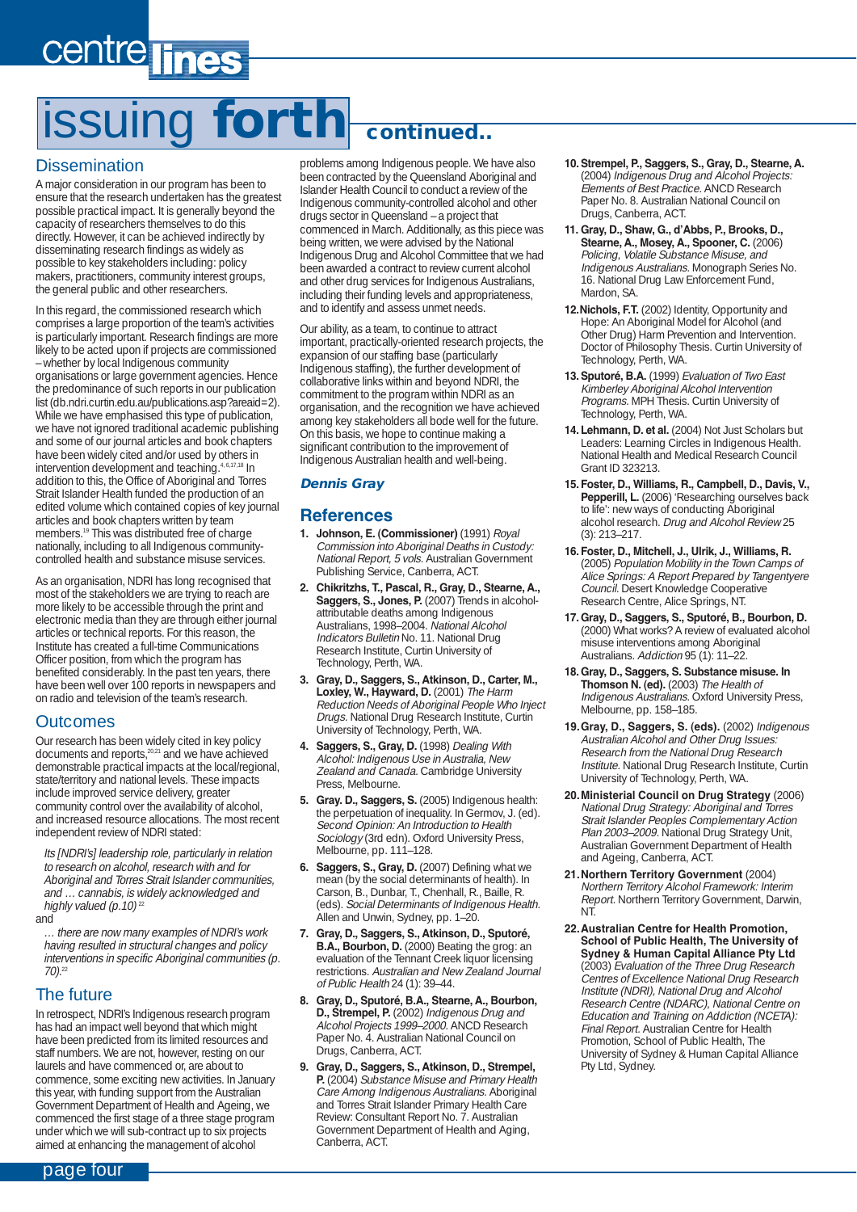# issuing forth continued..

## Dissemination

A major consideration in our program has been to ensure that the research undertaken has the greatest possible practical impact. It is generally beyond the capacity of researchers themselves to do this directly. However, it can be achieved indirectly by disseminating research findings as widely as possible to key stakeholders including: policy makers, practitioners, community interest groups, the general public and other researchers.

In this regard, the commissioned research which comprises a large proportion of the team's activities is particularly important. Research findings are more likely to be acted upon if projects are commissioned – whether by local Indigenous community organisations or large government agencies. Hence the predominance of such reports in our publication list (db.ndri.curtin.edu.au/publications.asp?areaid=2). While we have emphasised this type of publication, we have not ignored traditional academic publishing and some of our journal articles and book chapters have been widely cited and/or used by others in intervention development and teaching.[4, 6,17,18] In addition to this, the Office of Aboriginal and Torres Strait Islander Health funded the production of an edited volume which contained copies of key journal articles and book chapters written by team members.[19] This was distributed free of charge nationally, including to all Indigenous community-controlled health and substance misuse services.

As an organisation, NDRI has long recognised that most of the stakeholders we are trying to reach are more likely to be accessible through the print and electronic media than they are through either journal articles or technical reports. For this reason, the Institute has created a full-time Communications Officer position, from which the program has benefited considerably. In the past ten years, there have been well over 100 reports in newspapers and on radio and television of the team's research.

## Outcomes

Our research has been widely cited in key policy documents and reports,[20,21] and we have achieved demonstrable practical impacts at the local/regional, state/territory and national levels. These impacts include improved service delivery, greater community control over the availability of alcohol, and increased resource allocations. The most recent independent review of NDRI stated:

> *Its [NDRI's] leadership role, particularly in relation to research on alcohol, research with and for Aboriginal and Torres Strait Islander communities, and … cannabis, is widely acknowledged and highly valued (p.10)*[22]

and

> *… there are now many examples of NDRI's work having resulted in structural changes and policy interventions in specific Aboriginal communities (p. 70).*[22]

## The future

In retrospect, NDRI's Indigenous research program has had an impact well beyond that which might have been predicted from its limited resources and staff numbers. We are not, however, resting on our laurels and have commenced, or are about to commence, some exciting new activities. In January this year, with funding support from the Australian Government Department of Health and Ageing, we commenced the first stage of a three stage program under which we will sub-contract up to six projects aimed at enhancing the management of alcohol problems among Indigenous people. We have also been contracted by the Queensland Aboriginal and Islander Health Council to conduct a review of the Indigenous community-controlled alcohol and other drugs sector in Queensland – a project that commenced in March. Additionally, as this piece was being written, we were advised by the National Indigenous Drug and Alcohol Committee that we had been awarded a contract to review current alcohol and other drug services for Indigenous Australians, including their funding levels and appropriateness, and to identify and assess unmet needs.

Our ability, as a team, to continue to attract important, practically-oriented research projects, the expansion of our staffing base (particularly Indigenous staffing), the further development of collaborative links within and beyond NDRI, the commitment to the program within NDRI as an organisation, and the recognition we have achieved among key stakeholders all bode well for the future. On this basis, we hope to continue making a significant contribution to the improvement of Indigenous Australian health and well-being.

***Dennis Gray***

## References

1. **Johnson, E. (Commissioner)** (1991) *Royal Commission into Aboriginal Deaths in Custody: National Report, 5 vols.* Australian Government Publishing Service, Canberra, ACT.
2. **Chikritzhs, T., Pascal, R., Gray, D., Stearne, A., Saggers, S., Jones, P.** (2007) Trends in alcohol-attributable deaths among Indigenous Australians, 1998–2004. *National Alcohol Indicators Bulletin* No. 11. National Drug Research Institute, Curtin University of Technology, Perth, WA.
3. **Gray, D., Saggers, S., Atkinson, D., Carter, M., Loxley, W., Hayward, D.** (2001) *The Harm Reduction Needs of Aboriginal People Who Inject Drugs.* National Drug Research Institute, Curtin University of Technology, Perth, WA.
4. **Saggers, S., Gray, D.** (1998) *Dealing With Alcohol: Indigenous Use in Australia, New Zealand and Canada.* Cambridge University Press, Melbourne.
5. **Gray, D., Saggers, S.** (2005) Indigenous health: the perpetuation of inequality. In Germov, J. (ed). *Second Opinion: An Introduction to Health Sociology* (3rd edn). Oxford University Press, Melbourne, pp. 111–128.
6. **Saggers, S., Gray, D.** (2007) Defining what we mean (by the social determinants of health). In Carson, B., Dunbar, T., Chenhall, R., Baille, R. (eds). *Social Determinants of Indigenous Health.* Allen and Unwin, Sydney, pp. 1–20.
7. **Gray, D., Saggers, S., Atkinson, D., Sputoré, B.A., Bourbon, D.** (2000) Beating the grog: an evaluation of the Tennant Creek liquor licensing restrictions. *Australian and New Zealand Journal of Public Health* 24 (1): 39–44.
8. **Gray, D., Sputoré, B.A., Stearne, A., Bourbon, D., Strempel, P.** (2002) *Indigenous Drug and Alcohol Projects 1999–2000.* ANCD Research Paper No. 4. Australian National Council on Drugs, Canberra, ACT.
9. **Gray, D., Saggers, S., Atkinson, D., Strempel, P.** (2004) *Substance Misuse and Primary Health Care Among Indigenous Australians.* Aboriginal and Torres Strait Islander Primary Health Care Review: Consultant Report No. 7. Australian Government Department of Health and Aging, Canberra, ACT.
10. **Strempel, P., Saggers, S., Gray, D., Stearne, A.** (2004) *Indigenous Drug and Alcohol Projects: Elements of Best Practice.* ANCD Research Paper No. 8. Australian National Council on Drugs, Canberra, ACT.
11. **Gray, D., Shaw, G., d'Abbs, P., Brooks, D., Stearne, A., Mosey, A., Spooner, C.** (2006) *Policing, Volatile Substance Misuse, and Indigenous Australians.* Monograph Series No. 16. National Drug Law Enforcement Fund, Mardon, SA.
12. **Nichols, F.T.** (2002) Identity, Opportunity and Hope: An Aboriginal Model for Alcohol (and Other Drug) Harm Prevention and Intervention. Doctor of Philosophy Thesis. Curtin University of Technology, Perth, WA.
13. **Sputoré, B.A.** (1999) *Evaluation of Two East Kimberley Aboriginal Alcohol Intervention Programs.* MPH Thesis. Curtin University of Technology, Perth, WA.
14. **Lehmann, D. et al.** (2004) Not Just Scholars but Leaders: Learning Circles in Indigenous Health. National Health and Medical Research Council Grant ID 323213.
15. **Foster, D., Williams, R., Campbell, D., Davis, V., Pepperill, L.** (2006) 'Researching ourselves back to life': new ways of conducting Aboriginal alcohol research. *Drug and Alcohol Review* 25 (3): 213–217.
16. **Foster, D., Mitchell, J., Ulrik, J., Williams, R.** (2005) *Population Mobility in the Town Camps of Alice Springs: A Report Prepared by Tangentyere Council.* Desert Knowledge Cooperative Research Centre, Alice Springs, NT.
17. **Gray, D., Saggers, S., Sputoré, B., Bourbon, D.** (2000) What works? A review of evaluated alcohol misuse interventions among Aboriginal Australians. *Addiction* 95 (1): 11–22.
18. **Gray, D., Saggers, S. Substance misuse. In Thomson N. (ed).** (2003) *The Health of Indigenous Australians.* Oxford University Press, Melbourne, pp. 158–185.
19. **Gray, D., Saggers, S. (eds).** (2002) *Indigenous Australian Alcohol and Other Drug Issues: Research from the National Drug Research Institute.* National Drug Research Institute, Curtin University of Technology, Perth, WA.
20. **Ministerial Council on Drug Strategy** (2006) *National Drug Strategy: Aboriginal and Torres Strait Islander Peoples Complementary Action Plan 2003–2009.* National Drug Strategy Unit, Australian Government Department of Health and Ageing, Canberra, ACT.
21. **Northern Territory Government** (2004) *Northern Territory Alcohol Framework: Interim Report.* Northern Territory Government, Darwin, NT.
22. **Australian Centre for Health Promotion, School of Public Health, The University of Sydney & Human Capital Alliance Pty Ltd** (2003) *Evaluation of the Three Drug Research Centres of Excellence National Drug Research Institute (NDRI), National Drug and Alcohol Research Centre (NDARC), National Centre on Education and Training on Addiction (NCETA): Final Report.* Australian Centre for Health Promotion, School of Public Health, The University of Sydney & Human Capital Alliance Pty Ltd, Sydney.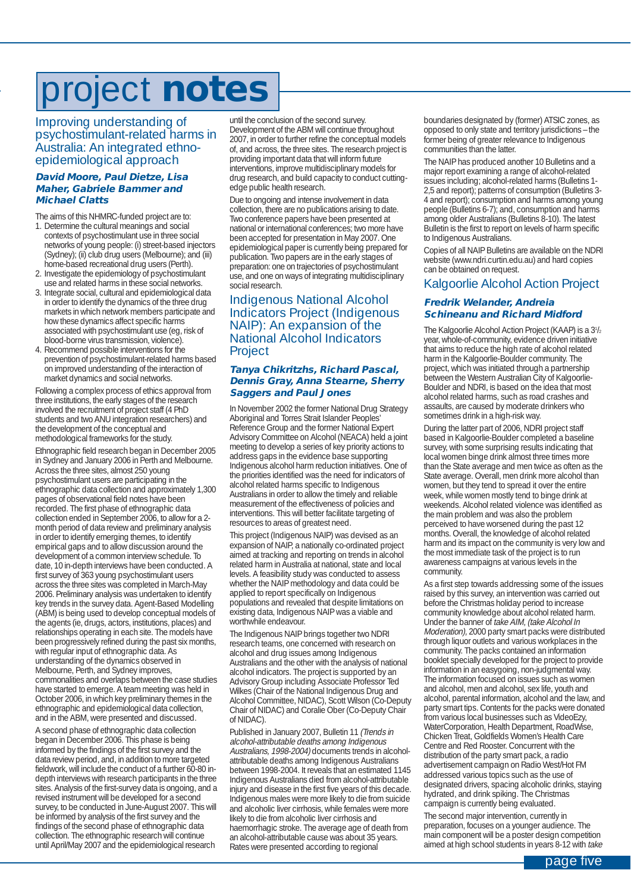# project **notes**

## Improving understanding of psychostimulant-related harms in Australia: An integrated ethno-epidemiological approach

***David Moore, Paul Dietze, Lisa Maher, Gabriele Bammer and Michael Clatts***

The aims of this NHMRC-funded project are to:

1. Determine the cultural meanings and social contexts of psychostimulant use in three social networks of young people: (i) street-based injectors (Sydney); (ii) club drug users (Melbourne); and (iii) home-based recreational drug users (Perth).
2. Investigate the epidemiology of psychostimulant use and related harms in these social networks.
3. Integrate social, cultural and epidemiological data in order to identify the dynamics of the three drug markets in which network members participate and how these dynamics affect specific harms associated with psychostimulant use (eg, risk of blood-borne virus transmission, violence).
4. Recommend possible interventions for the prevention of psychostimulant-related harms based on improved understanding of the interaction of market dynamics and social networks.

Following a complex process of ethics approval from three institutions, the early stages of the research involved the recruitment of project staff (4 PhD students and two ANU integration researchers) and the development of the conceptual and methodological frameworks for the study.

Ethnographic field research began in December 2005 in Sydney and January 2006 in Perth and Melbourne. Across the three sites, almost 250 young psychostimulant users are participating in the ethnographic data collection and approximately 1,300 pages of observational field notes have been recorded. The first phase of ethnographic data collection ended in September 2006, to allow for a 2-month period of data review and preliminary analysis in order to identify emerging themes, to identify empirical gaps and to allow discussion around the development of a common interview schedule. To date, 10 in-depth interviews have been conducted. A first survey of 363 young psychostimulant users across the three sites was completed in March-May 2006. Preliminary analysis was undertaken to identify key trends in the survey data. Agent-Based Modelling (ABM) is being used to develop conceptual models of the agents (ie, drugs, actors, institutions, places) and relationships operating in each site. The models have been progressively refined during the past six months, with regular input of ethnographic data. As understanding of the dynamics observed in Melbourne, Perth, and Sydney improves, commonalities and overlaps between the case studies have started to emerge. A team meeting was held in October 2006, in which key preliminary themes in the ethnographic and epidemiological data collection, and in the ABM, were presented and discussed.

A second phase of ethnographic data collection began in December 2006. This phase is being informed by the findings of the first survey and the data review period, and, in addition to more targeted fieldwork, will include the conduct of a further 60-80 in-depth interviews with research participants in the three sites. Analysis of the first-survey data is ongoing, and a revised instrument will be developed for a second survey, to be conducted in June-August 2007. This will be informed by analysis of the first survey and the findings of the second phase of ethnographic data collection. The ethnographic research will continue until April/May 2007 and the epidemiological research until the conclusion of the second survey. Development of the ABM will continue throughout 2007, in order to further refine the conceptual models of, and across, the three sites. The research project is providing important data that will inform future interventions, improve multidisciplinary models for drug research, and build capacity to conduct cutting-edge public health research.

Due to ongoing and intense involvement in data collection, there are no publications arising to date. Two conference papers have been presented at national or international conferences; two more have been accepted for presentation in May 2007. One epidemiological paper is currently being prepared for publication. Two papers are in the early stages of preparation: one on trajectories of psychostimulant use, and one on ways of integrating multidisciplinary social research.

## Indigenous National Alcohol Indicators Project (Indigenous NAIP): An expansion of the National Alcohol Indicators Project

***Tanya Chikritzhs, Richard Pascal, Dennis Gray, Anna Stearne, Sherry Saggers and Paul Jones***

In November 2002 the former National Drug Strategy Aboriginal and Torres Strait Islander Peoples' Reference Group and the former National Expert Advisory Committee on Alcohol (NEACA) held a joint meeting to develop a series of key priority actions to address gaps in the evidence base supporting Indigenous alcohol harm reduction initiatives. One of the priorities identified was the need for indicators of alcohol related harms specific to Indigenous Australians in order to allow the timely and reliable measurement of the effectiveness of policies and interventions. This will better facilitate targeting of resources to areas of greatest need.

This project (Indigenous NAIP) was devised as an expansion of NAIP, a nationally co-ordinated project aimed at tracking and reporting on trends in alcohol related harm in Australia at national, state and local levels. A feasibility study was conducted to assess whether the NAIP methodology and data could be applied to report specifically on Indigenous populations and revealed that despite limitations on existing data, Indigenous NAIP was a viable and worthwhile endeavour.

The Indigenous NAIP brings together two NDRI research teams, one concerned with research on alcohol and drug issues among Indigenous Australians and the other with the analysis of national alcohol indicators. The project is supported by an Advisory Group including Associate Professor Ted Wilkes (Chair of the National Indigenous Drug and Alcohol Committee, NIDAC), Scott Wilson (Co-Deputy Chair of NIDAC) and Coralie Ober (Co-Deputy Chair of NIDAC).

Published in January 2007, Bulletin 11 *(Trends in alcohol-attributable deaths among Indigenous Australians, 1998-2004)* documents trends in alcohol-attributable deaths among Indigenous Australians between 1998-2004. It reveals that an estimated 1145 Indigenous Australians died from alcohol-attributable injury and disease in the first five years of this decade. Indigenous males were more likely to die from suicide and alcoholic liver cirrhosis, while females were more likely to die from alcoholic liver cirrhosis and haemorrhagic stroke. The average age of death from an alcohol-attributable cause was about 35 years. Rates were presented according to regional boundaries designated by (former) ATSIC zones, as opposed to only state and territory jurisdictions – the former being of greater relevance to Indigenous communities than the latter.

The NAIP has produced another 10 Bulletins and a major report examining a range of alcohol-related issues including; alcohol-related harms (Bulletins 1-2,5 and report); patterns of consumption (Bulletins 3-4 and report); consumption and harms among young people (Bulletins 6-7); and, consumption and harms among older Australians (Bulletins 8-10). The latest Bulletin is the first to report on levels of harm specific to Indigenous Australians.

Copies of all NAIP Bulletins are available on the NDRI website (www.ndri.curtin.edu.au) and hard copies can be obtained on request.

## Kalgoorlie Alcohol Action Project

***Fredrik Welander, Andreia Schineanu and Richard Midford***

The Kalgoorlie Alcohol Action Project (KAAP) is a 3½ year, whole-of-community, evidence driven initiative that aims to reduce the high rate of alcohol related harm in the Kalgoorlie-Boulder community. The project, which was initiated through a partnership between the Western Australian City of Kalgoorlie-Boulder and NDRI, is based on the idea that most alcohol related harms, such as road crashes and assaults, are caused by moderate drinkers who sometimes drink in a high-risk way.

During the latter part of 2006, NDRI project staff based in Kalgoorlie-Boulder completed a baseline survey, with some surprising results indicating that local women binge drink almost three times more than the State average and men twice as often as the State average. Overall, men drink more alcohol than women, but they tend to spread it over the entire week, while women mostly tend to binge drink at weekends. Alcohol related violence was identified as the main problem and was also the problem perceived to have worsened during the past 12 months. Overall, the knowledge of alcohol related harm and its impact on the community is very low and the most immediate task of the project is to run awareness campaigns at various levels in the community.

As a first step towards addressing some of the issues raised by this survey, an intervention was carried out before the Christmas holiday period to increase community knowledge about alcohol related harm. Under the banner of *take AIM, (take Alcohol In Moderation),* 2000 party smart packs were distributed through liquor outlets and various workplaces in the community. The packs contained an information booklet specially developed for the project to provide information in an easygoing, non-judgmental way. The information focused on issues such as women and alcohol, men and alcohol, sex life, youth and alcohol, parental information, alcohol and the law, and party smart tips. Contents for the packs were donated from various local businesses such as VideoEzy, WaterCorporation, Health Department, RoadWise, Chicken Treat, Goldfields Women's Health Care Centre and Red Rooster. Concurrent with the distribution of the party smart pack, a radio advertisement campaign on Radio West/Hot FM addressed various topics such as the use of designated drivers, spacing alcoholic drinks, staying hydrated, and drink spiking. The Christmas campaign is currently being evaluated.

The second major intervention, currently in preparation, focuses on a younger audience. The main component will be a poster design competition aimed at high school students in years 8-12 with *take*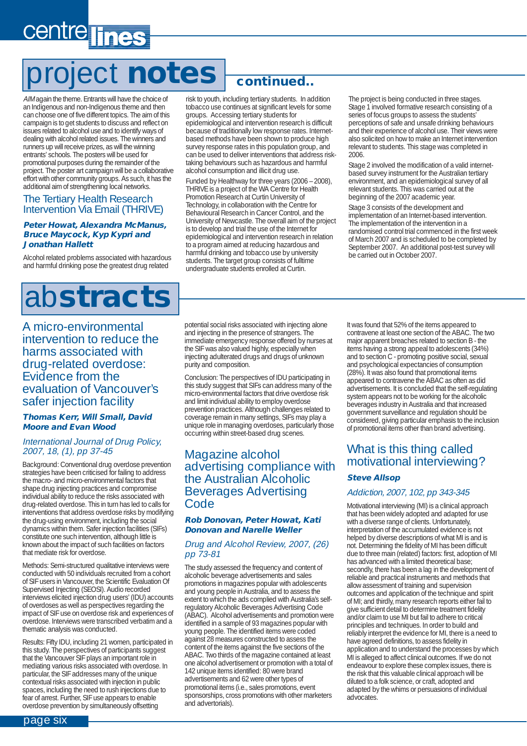# project notes continued..

*AIM* again the theme. Entrants will have the choice of an Indigenous and non-Indigenous theme and then can choose one of five different topics. The aim of this campaign is to get students to discuss and reflect on issues related to alcohol use and to identify ways of dealing with alcohol related issues. The winners and runners up will receive prizes, as will the winning entrants' schools. The posters will be used for promotional purposes during the remainder of the project. The poster art campaign will be a collaborative effort with other community groups. As such, it has the additional aim of strengthening local networks.

## The Tertiary Health Research Intervention Via Email (THRIVE)

***Peter Howat, Alexandra McManus, Bruce Maycock, Kyp Kypri and Jonathan Hallett***

Alcohol related problems associated with hazardous and harmful drinking pose the greatest drug related risk to youth, including tertiary students. In addition tobacco use continues at significant levels for some groups. Accessing tertiary students for epidemiological and intervention research is difficult because of traditionally low response rates. Internet-based methods have been shown to produce high survey response rates in this population group, and can be used to deliver interventions that address risk-taking behaviours such as hazardous and harmful alcohol consumption and illicit drug use.

Funded by Healthway for three years (2006 – 2008), THRIVE is a project of the WA Centre for Health Promotion Research at Curtin University of Technology, in collaboration with the Centre for Behavioural Research in Cancer Control, and the University of Newcastle. The overall aim of the project is to develop and trial the use of the Internet for epidemiological and intervention research in relation to a program aimed at reducing hazardous and harmful drinking and tobacco use by university students. The target group consists of fulltime undergraduate students enrolled at Curtin.

The project is being conducted in three stages. Stage 1 involved formative research consisting of a series of focus groups to assess the students' perceptions of safe and unsafe drinking behaviours and their experience of alcohol use. Their views were also solicited on how to make an Internet intervention relevant to students. This stage was completed in 2006.

Stage 2 involved the modification of a valid internet-based survey instrument for the Australian tertiary environment, and an epidemiological survey of all relevant students. This was carried out at the beginning of the 2007 academic year.

Stage 3 consists of the development and implementation of an Internet-based intervention. The implementation of the intervention in a randomised control trial commenced in the first week of March 2007 and is scheduled to be completed by September 2007. An additional post-test survey will be carried out in October 2007.

# abstracts

## A micro-environmental intervention to reduce the harms associated with drug-related overdose: Evidence from the evaluation of Vancouver's safer injection facility

***Thomas Kerr, Will Small, David Moore and Evan Wood***

*International Journal of Drug Policy, 2007, 18, (1), pp 37-45*

Background: Conventional drug overdose prevention strategies have been criticised for failing to address the macro- and micro-environmental factors that shape drug injecting practices and compromise individual ability to reduce the risks associated with drug-related overdose. This in turn has led to calls for interventions that address overdose risks by modifying the drug-using environment, including the social dynamics within them. Safer injection facilities (SIFs) constitute one such intervention, although little is known about the impact of such facilities on factors that mediate risk for overdose.

Methods: Semi-structured qualitative interviews were conducted with 50 individuals recruited from a cohort of SIF users in Vancouver, the Scientific Evaluation Of Supervised Injecting (SEOSI). Audio recorded interviews elicited injection drug users' (IDU) accounts of overdoses as well as perspectives regarding the impact of SIF use on overdose risk and experiences of overdose. Interviews were transcribed verbatim and a thematic analysis was conducted.

Results: Fifty IDU, including 21 women, participated in this study. The perspectives of participants suggest that the Vancouver SIF plays an important role in mediating various risks associated with overdose. In particular, the SIF addresses many of the unique contextual risks associated with injection in public spaces, including the need to rush injections due to fear of arrest. Further, SIF use appears to enable overdose prevention by simultaneously offsetting potential social risks associated with injecting alone and injecting in the presence of strangers. The immediate emergency response offered by nurses at the SIF was also valued highly, especially when injecting adulterated drugs and drugs of unknown purity and composition.

Conclusion: The perspectives of IDU participating in this study suggest that SIFs can address many of the micro-environmental factors that drive overdose risk and limit individual ability to employ overdose prevention practices. Although challenges related to coverage remain in many settings, SIFs may play a unique role in managing overdoses, particularly those occurring within street-based drug scenes.

## Magazine alcohol advertising compliance with the Australian Alcoholic Beverages Advertising Code

***Rob Donovan, Peter Howat, Kati Donovan and Narelle Weller***

*Drug and Alcohol Review, 2007, (26) pp 73-81*

The study assessed the frequency and content of alcoholic beverage advertisements and sales promotions in magazines popular with adolescents and young people in Australia, and to assess the extent to which the ads complied with Australia's self-regulatory Alcoholic Beverages Advertising Code (ABAC). Alcohol advertisements and promotion were identified in a sample of 93 magazines popular with young people. The identified items were coded against 28 measures constructed to assess the content of the items against the five sections of the ABAC. Two thirds of the magazine contained at least one alcohol advertisement or promotion with a total of 142 unique items identified: 80 were brand advertisements and 62 were other types of promotional items (i.e., sales promotions, event sponsorships, cross promotions with other marketers and advertorials).

It was found that 52% of the items appeared to contravene at least one section of the ABAC. The two major apparent breaches related to section B - the items having a strong appeal to adolescents (34%) and to section C - promoting positive social, sexual and psychological expectancies of consumption (28%). It was also found that promotional items appeared to contravene the ABAC as often as did advertisements. It is concluded that the self-regulating system appears not to be working for the alcoholic beverages industry in Australia and that increased government surveillance and regulation should be considered, giving particular emphasis to the inclusion of promotional items other than brand advertising.

## What is this thing called motivational interviewing?

***Steve Allsop***

*Addiction, 2007, 102, pp 343-345*

Motivational interviewing (MI) is a clinical approach that has been widely adopted and adapted for use with a diverse range of clients. Unfortunately, interpretation of the accumulated evidence is not helped by diverse descriptions of what MI is and is not. Determining the fidelity of MI has been difficult due to three main (related) factors: first, adoption of MI has advanced with a limited theoretical base; secondly, there has been a lag in the development of reliable and practical instruments and methods that allow assessment of training and supervision outcomes and application of the technique and spirit of MI; and thirdly, many research reports either fail to give sufficient detail to determine treatment fidelity and/or claim to use MI but fail to adhere to critical principles and techniques. In order to build and reliably interpret the evidence for MI, there is a need to have agreed definitions, to assess fidelity in application and to understand the processes by which MI is alleged to affect clinical outcomes. If we do not endeavour to explore these complex issues, there is the risk that this valuable clinical approach will be diluted to a folk science, or craft, adopted and adapted by the whims or persuasions of individual advocates.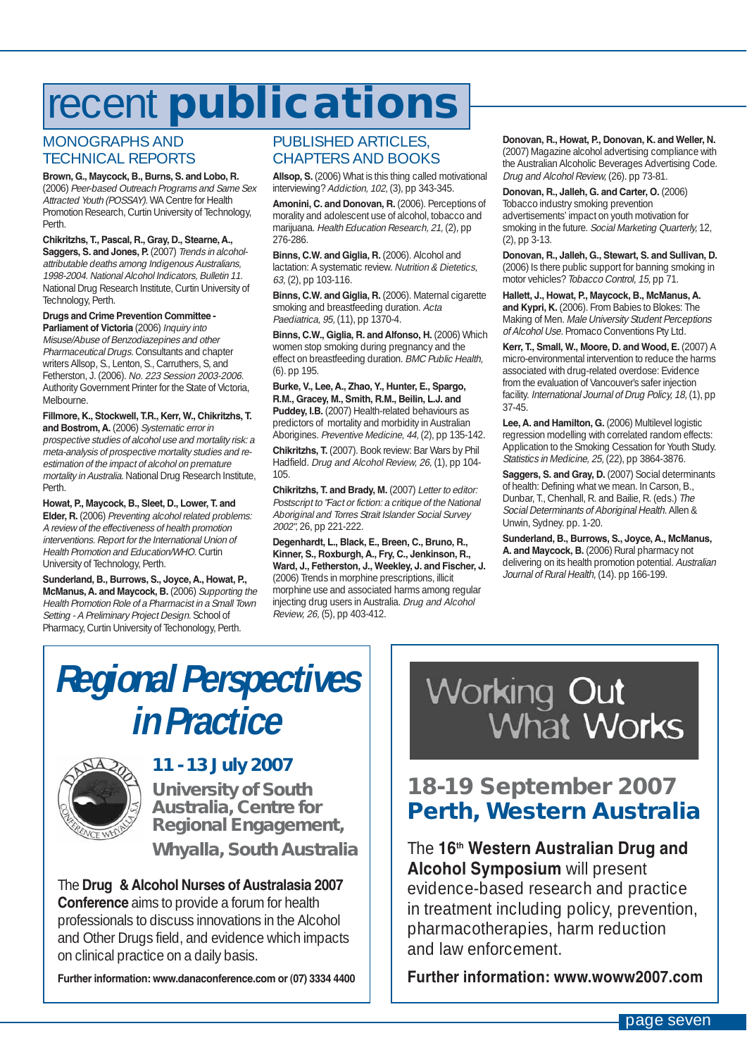# recent publications

## MONOGRAPHS AND TECHNICAL REPORTS

**Brown, G., Maycock, B., Burns, S. and Lobo, R.** (2006) *Peer-based Outreach Programs and Same Sex Attracted Youth (POSSAY).* WA Centre for Health Promotion Research, Curtin University of Technology, Perth.

**Chikritzhs, T., Pascal, R., Gray, D., Stearne, A., Saggers, S. and Jones, P.** (2007) *Trends in alcohol-attributable deaths among Indigenous Australians, 1998-2004. National Alcohol Indicators, Bulletin 11.* National Drug Research Institute, Curtin University of Technology, Perth.

**Drugs and Crime Prevention Committee - Parliament of Victoria** (2006) *Inquiry into Misuse/Abuse of Benzodiazepines and other Pharmaceutical Drugs.* Consultants and chapter writers Allsop, S., Lenton, S., Carruthers, S, and Fetherston, J. (2006). *No. 223 Session 2003-2006.* Authority Government Printer for the State of Victoria, Melbourne.

**Fillmore, K., Stockwell, T.R., Kerr, W., Chikritzhs, T. and Bostrom, A.** (2006) *Systematic error in prospective studies of alcohol use and mortality risk: a meta-analysis of prospective mortality studies and re-estimation of the impact of alcohol on premature mortality in Australia.* National Drug Research Institute, Perth.

**Howat, P., Maycock, B., Sleet, D., Lower, T. and Elder, R.** (2006) *Preventing alcohol related problems: A review of the effectiveness of health promotion interventions. Report for the International Union of Health Promotion and Education/WHO.* Curtin University of Technology, Perth.

**Sunderland, B., Burrows, S., Joyce, A., Howat, P., McManus, A. and Maycock, B.** (2006) *Supporting the Health Promotion Role of a Pharmacist in a Small Town Setting - A Preliminary Project Design.* School of Pharmacy, Curtin University of Techonology, Perth.

## PUBLISHED ARTICLES, CHAPTERS AND BOOKS

**Allsop, S.** (2006) What is this thing called motivational interviewing? *Addiction, 102,* (3), pp 343-345.

**Amonini, C. and Donovan, R.** (2006). Perceptions of morality and adolescent use of alcohol, tobacco and marijuana. *Health Education Research, 21,* (2), pp 276-286.

**Binns, C.W. and Giglia, R.** (2006). Alcohol and lactation: A systematic review. *Nutrition & Dietetics, 63,* (2), pp 103-116.

**Binns, C.W. and Giglia, R.** (2006). Maternal cigarette smoking and breastfeeding duration. *Acta Paediatrica, 95,* (11), pp 1370-4.

**Binns, C.W., Giglia, R. and Alfonso, H.** (2006) Which women stop smoking during pregnancy and the effect on breastfeeding duration. *BMC Public Health,* (6). pp 195.

**Burke, V., Lee, A., Zhao, Y., Hunter, E., Spargo, R.M., Gracey, M., Smith, R.M., Beilin, L.J. and Puddey, I.B.** (2007) Health-related behaviours as predictors of mortality and morbidity in Australian Aborigines. *Preventive Medicine, 44,* (2), pp 135-142.

**Chikritzhs, T.** (2007). Book review: Bar Wars by Phil Hadfield. *Drug and Alcohol Review, 26,* (1), pp 104-105.

**Chikritzhs, T. and Brady, M.** (2007) *Letter to editor: Postscript to "Fact or fiction: a critique of the National Aboriginal and Torres Strait Islander Social Survey 2002",* 26, pp 221-222.

**Degenhardt, L., Black, E., Breen, C., Bruno, R., Kinner, S., Roxburgh, A., Fry, C., Jenkinson, R., Ward, J., Fetherston, J., Weekley, J. and Fischer, J.** (2006) Trends in morphine prescriptions, illicit morphine use and associated harms among regular injecting drug users in Australia. *Drug and Alcohol Review, 26,* (5), pp 403-412.

**Donovan, R., Howat, P., Donovan, K. and Weller, N.** (2007) Magazine alcohol advertising compliance with the Australian Alcoholic Beverages Advertising Code. *Drug and Alcohol Review,* (26). pp 73-81.

**Donovan, R., Jalleh, G. and Carter, O.** (2006) Tobacco industry smoking prevention advertisements' impact on youth motivation for smoking in the future. *Social Marketing Quarterly,* 12, (2), pp 3-13.

**Donovan, R., Jalleh, G., Stewart, S. and Sullivan, D.** (2006) Is there public support for banning smoking in motor vehicles? *Tobacco Control, 15,* pp 71.

**Hallett, J., Howat, P., Maycock, B., McManus, A. and Kypri, K.** (2006). From Babies to Blokes: The Making of Men. *Male University Student Perceptions of Alcohol Use.* Promaco Conventions Pty Ltd.

**Kerr, T., Small, W., Moore, D. and Wood, E.** (2007) A micro-environmental intervention to reduce the harms associated with drug-related overdose: Evidence from the evaluation of Vancouver's safer injection facility. *International Journal of Drug Policy, 18,* (1), pp 37-45.

**Lee, A. and Hamilton, G.** (2006) Multilevel logistic regression modelling with correlated random effects: Application to the Smoking Cessation for Youth Study. *Statistics in Medicine, 25,* (22), pp 3864-3876.

**Saggers, S. and Gray, D.** (2007) Social determinants of health: Defining what we mean. In Carson, B., Dunbar, T., Chenhall, R. and Bailie, R. (eds.) *The Social Determinants of Aboriginal Health.* Allen & Unwin, Sydney. pp. 1-20.

**Sunderland, B., Burrows, S., Joyce, A., McManus, A. and Maycock, B.** (2006) Rural pharmacy not delivering on its health promotion potential. *Australian Journal of Rural Health,* (14). pp 166-199.

---

## Regional Perspectives in Practice

### 11 - 13 July 2007

**University of South Australia, Centre for Regional Engagement, Whyalla, South Australia**

The **Drug & Alcohol Nurses of Australasia 2007 Conference** aims to provide a forum for health professionals to discuss innovations in the Alcohol and Other Drugs field, and evidence which impacts on clinical practice on a daily basis.

**Further information: www.danaconference.com or (07) 3334 4400**

---

## Working Out What Works

### 18-19 September 2007
### Perth, Western Australia

The **16th Western Australian Drug and Alcohol Symposium** will present evidence-based research and practice in treatment including policy, prevention, pharmacotherapies, harm reduction and law enforcement.

**Further information: www.woww2007.com**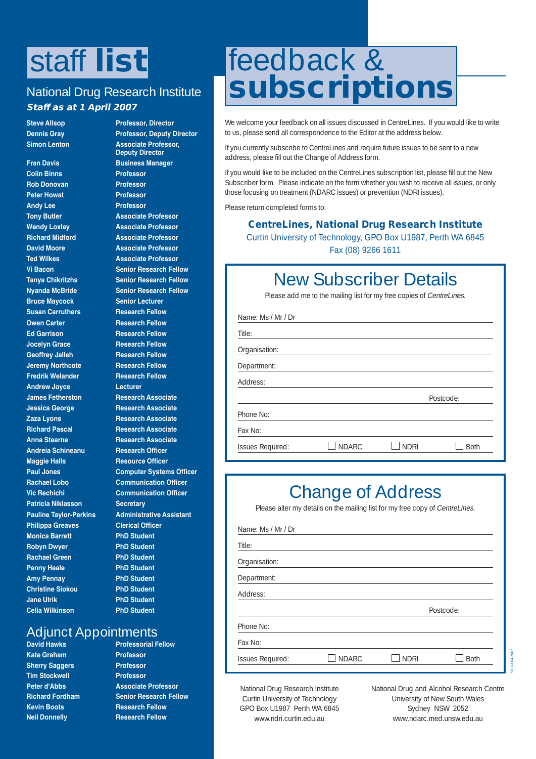# staff list

## National Drug Research Institute

***Staff as at 1 April 2007***

| | |
|---|---|
| **Steve Allsop** | **Professor, Director** |
| **Dennis Gray** | **Professor, Deputy Director** |
| **Simon Lenton** | **Associate Professor, Deputy Director** |
| **Fran Davis** | **Business Manager** |
| **Colin Binns** | **Professor** |
| **Rob Donovan** | **Professor** |
| **Peter Howat** | **Professor** |
| **Andy Lee** | **Professor** |
| **Tony Butler** | **Associate Professor** |
| **Wendy Loxley** | **Associate Professor** |
| **Richard Midford** | **Associate Professor** |
| **David Moore** | **Associate Professor** |
| **Ted Wilkes** | **Associate Professor** |
| **Vi Bacon** | **Senior Research Fellow** |
| **Tanya Chikritzhs** | **Senior Research Fellow** |
| **Nyanda McBride** | **Senior Research Fellow** |
| **Bruce Maycock** | **Senior Lecturer** |
| **Susan Carruthers** | **Research Fellow** |
| **Owen Carter** | **Research Fellow** |
| **Ed Garrison** | **Research Fellow** |
| **Jocelyn Grace** | **Research Fellow** |
| **Geoffrey Jalleh** | **Research Fellow** |
| **Jeremy Northcote** | **Research Fellow** |
| **Fredrik Welander** | **Research Fellow** |
| **Andrew Joyce** | **Lecturer** |
| **James Fetherston** | **Research Associate** |
| **Jessica George** | **Research Associate** |
| **Zaza Lyons** | **Research Associate** |
| **Richard Pascal** | **Research Associate** |
| **Anna Stearne** | **Research Associate** |
| **Andreia Schineanu** | **Research Officer** |
| **Maggie Halls** | **Resource Officer** |
| **Paul Jones** | **Computer Systems Officer** |
| **Rachael Lobo** | **Communication Officer** |
| **Vic Rechichi** | **Communication Officer** |
| **Patricia Niklasson** | **Secretary** |
| **Pauline Taylor-Perkins** | **Administrative Assistant** |
| **Philippa Greaves** | **Clerical Officer** |
| **Monica Barrett** | **PhD Student** |
| **Robyn Dwyer** | **PhD Student** |
| **Rachael Green** | **PhD Student** |
| **Penny Heale** | **PhD Student** |
| **Amy Pennay** | **PhD Student** |
| **Christine Siokou** | **PhD Student** |
| **Jane Ulrik** | **PhD Student** |
| **Celia Wilkinson** | **PhD Student** |

## Adjunct Appointments

| | |
|---|---|
| **David Hawks** | **Professorial Fellow** |
| **Kate Graham** | **Professor** |
| **Sherry Saggers** | **Professor** |
| **Tim Stockwell** | **Professor** |
| **Peter d'Abbs** | **Associate Professor** |
| **Richard Fordham** | **Senior Research Fellow** |
| **Kevin Boots** | **Research Fellow** |
| **Neil Donnelly** | **Research Fellow** |

# feedback & subscriptions

We welcome your feedback on all issues discussed in CentreLines. If you would like to write to us, please send all correspondence to the Editor at the address below.

If you currently subscribe to CentreLines and require future issues to be sent to a new address, please fill out the Change of Address form.

If you would like to be included on the CentreLines subscription list, please fill out the New Subscriber form. Please indicate on the form whether you wish to receive all issues, or only those focusing on treatment (NDARC issues) or prevention (NDRI issues).

Please return completed forms to:

**CentreLines, National Drug Research Institute**
Curtin University of Technology, GPO Box U1987, Perth WA 6845
Fax (08) 9266 1611

## New Subscriber Details

Please add me to the mailing list for my free copies of *CentreLines*.

Name: Ms / Mr / Dr

Title:

Organisation:

Department:

Address:

Postcode:

Phone No:

Fax No:

Issues Required: ☐ NDARC ☐ NDRI ☐ Both

## Change of Address

Please alter my details on the mailing list for my free copy of *CentreLines*.

Name: Ms / Mr / Dr

Title:

Organisation:

Department:

Address:

Postcode:

Phone No:

Fax No:

Issues Required: ☐ NDARC ☐ NDRI ☐ Both

National Drug Research Institute
Curtin University of Technology
GPO Box U1987 Perth WA 6845
www.ndri.curtin.edu.au

National Drug and Alcohol Research Centre
University of New South Wales
Sydney NSW 2052
www.ndarc.med.unsw.edu.au